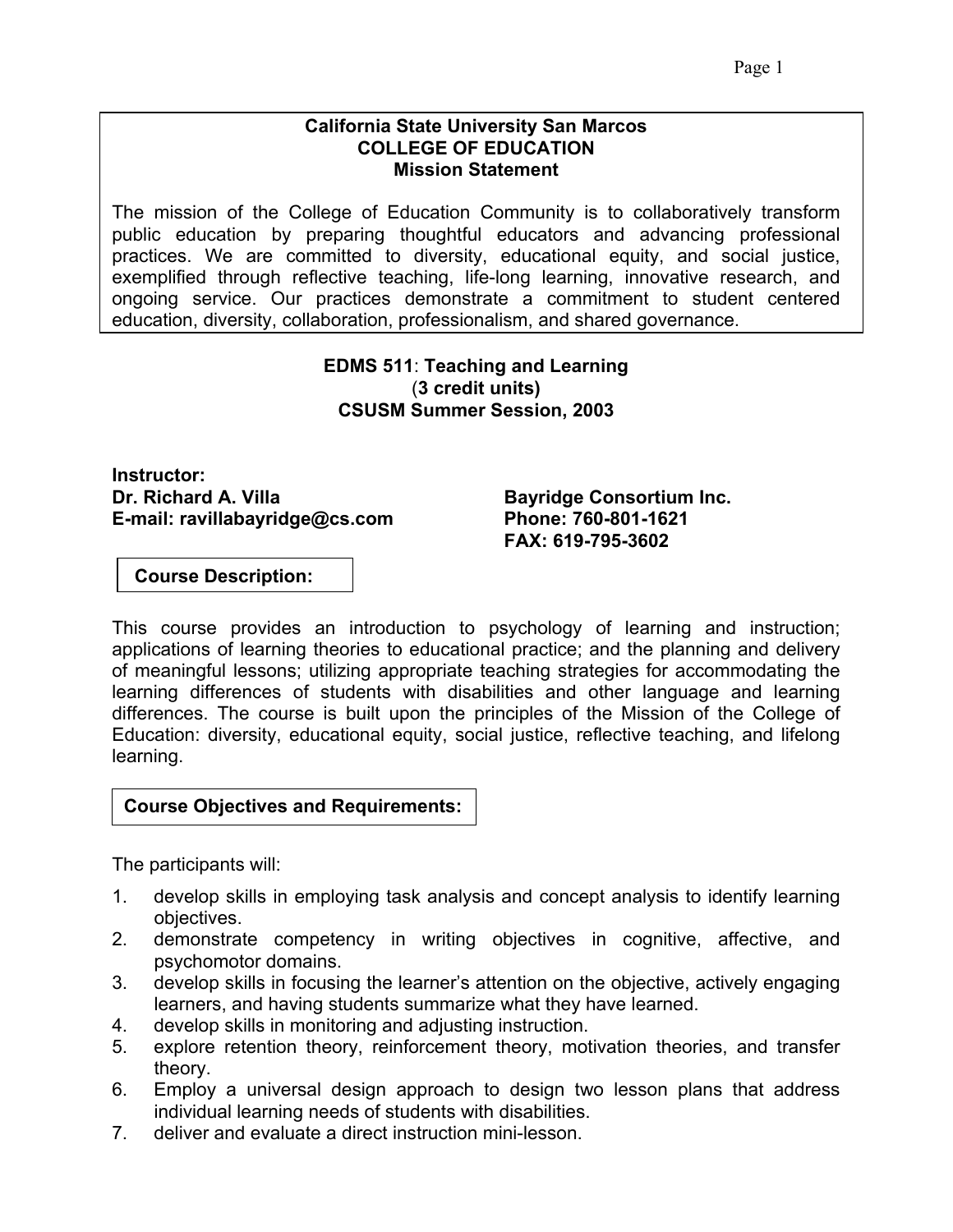**California State University San Marcos**
**COLLEGE OF EDUCATION**
**Mission Statement**

The mission of the College of Education Community is to collaboratively transform public education by preparing thoughtful educators and advancing professional practices. We are committed to diversity, educational equity, and social justice, exemplified through reflective teaching, life-long learning, innovative research, and ongoing service. Our practices demonstrate a commitment to student centered education, diversity, collaboration, professionalism, and shared governance.

# EDMS 511: Teaching and Learning

**(3 credit units)**
**CSUSM Summer Session, 2003**

**Instructor:**
**Dr. Richard A. Villa**
**E-mail: ravillabayridge@cs.com**

**Bayridge Consortium Inc.**
**Phone: 760-801-1621**
**FAX: 619-795-3602**

## Course Description:

This course provides an introduction to psychology of learning and instruction; applications of learning theories to educational practice; and the planning and delivery of meaningful lessons; utilizing appropriate teaching strategies for accommodating the learning differences of students with disabilities and other language and learning differences. The course is built upon the principles of the Mission of the College of Education: diversity, educational equity, social justice, reflective teaching, and lifelong learning.

## Course Objectives and Requirements:

The participants will:

1. develop skills in employing task analysis and concept analysis to identify learning objectives.
2. demonstrate competency in writing objectives in cognitive, affective, and psychomotor domains.
3. develop skills in focusing the learner's attention on the objective, actively engaging learners, and having students summarize what they have learned.
4. develop skills in monitoring and adjusting instruction.
5. explore retention theory, reinforcement theory, motivation theories, and transfer theory.
6. Employ a universal design approach to design two lesson plans that address individual learning needs of students with disabilities.
7. deliver and evaluate a direct instruction mini-lesson.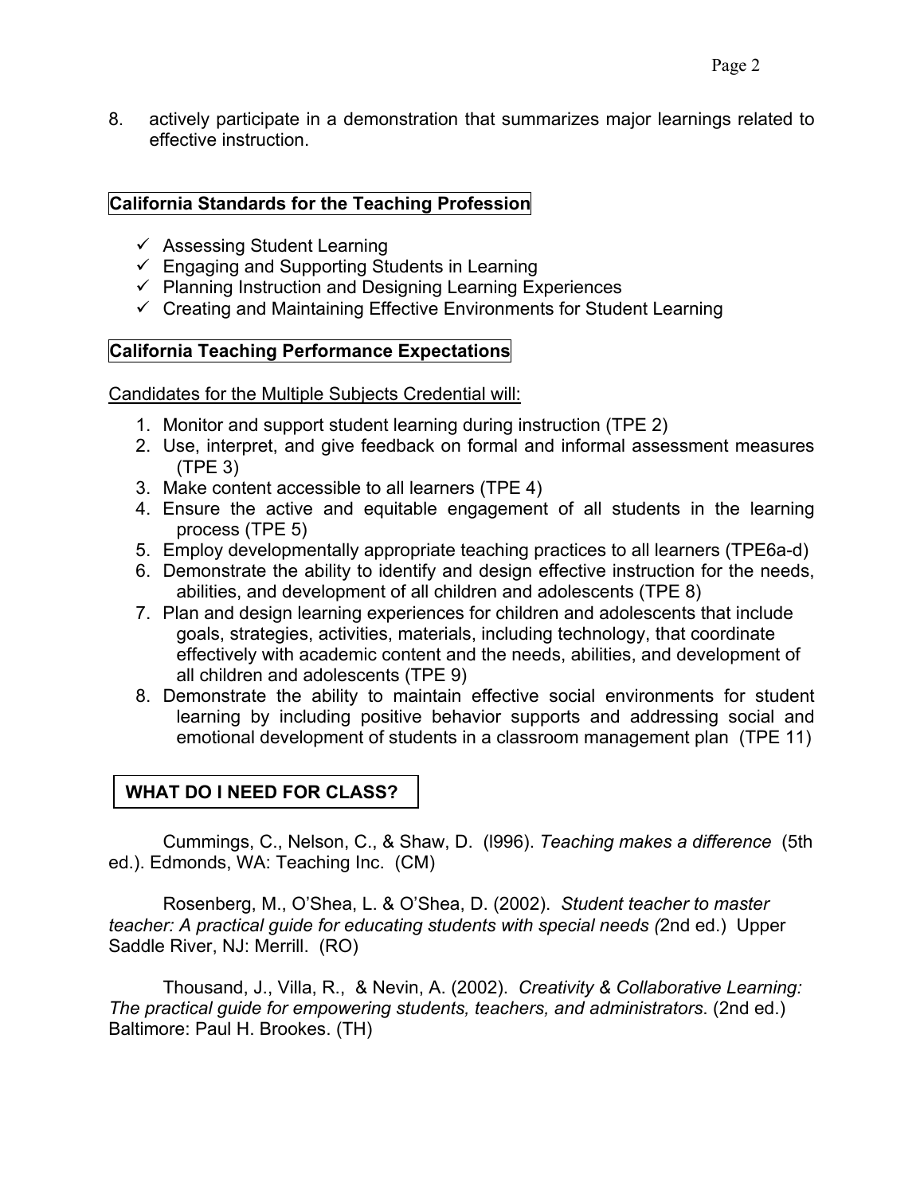8. actively participate in a demonstration that summarizes major learnings related to effective instruction.

## California Standards for the Teaching Profession

- ✓ Assessing Student Learning
- ✓ Engaging and Supporting Students in Learning
- ✓ Planning Instruction and Designing Learning Experiences
- ✓ Creating and Maintaining Effective Environments for Student Learning

## California Teaching Performance Expectations

Candidates for the Multiple Subjects Credential will:

1. Monitor and support student learning during instruction (TPE 2)
2. Use, interpret, and give feedback on formal and informal assessment measures (TPE 3)
3. Make content accessible to all learners (TPE 4)
4. Ensure the active and equitable engagement of all students in the learning process (TPE 5)
5. Employ developmentally appropriate teaching practices to all learners (TPE6a-d)
6. Demonstrate the ability to identify and design effective instruction for the needs, abilities, and development of all children and adolescents (TPE 8)
7. Plan and design learning experiences for children and adolescents that include goals, strategies, activities, materials, including technology, that coordinate effectively with academic content and the needs, abilities, and development of all children and adolescents (TPE 9)
8. Demonstrate the ability to maintain effective social environments for student learning by including positive behavior supports and addressing social and emotional development of students in a classroom management plan (TPE 11)

## WHAT DO I NEED FOR CLASS?

Cummings, C., Nelson, C., & Shaw, D. (l996). *Teaching makes a difference* (5th ed.). Edmonds, WA: Teaching Inc. (CM)

Rosenberg, M., O'Shea, L. & O'Shea, D. (2002). *Student teacher to master teacher: A practical guide for educating students with special needs (*2nd ed.) Upper Saddle River, NJ: Merrill. (RO)

Thousand, J., Villa, R., & Nevin, A. (2002). *Creativity & Collaborative Learning: The practical guide for empowering students, teachers, and administrators*. (2nd ed.) Baltimore: Paul H. Brookes. (TH)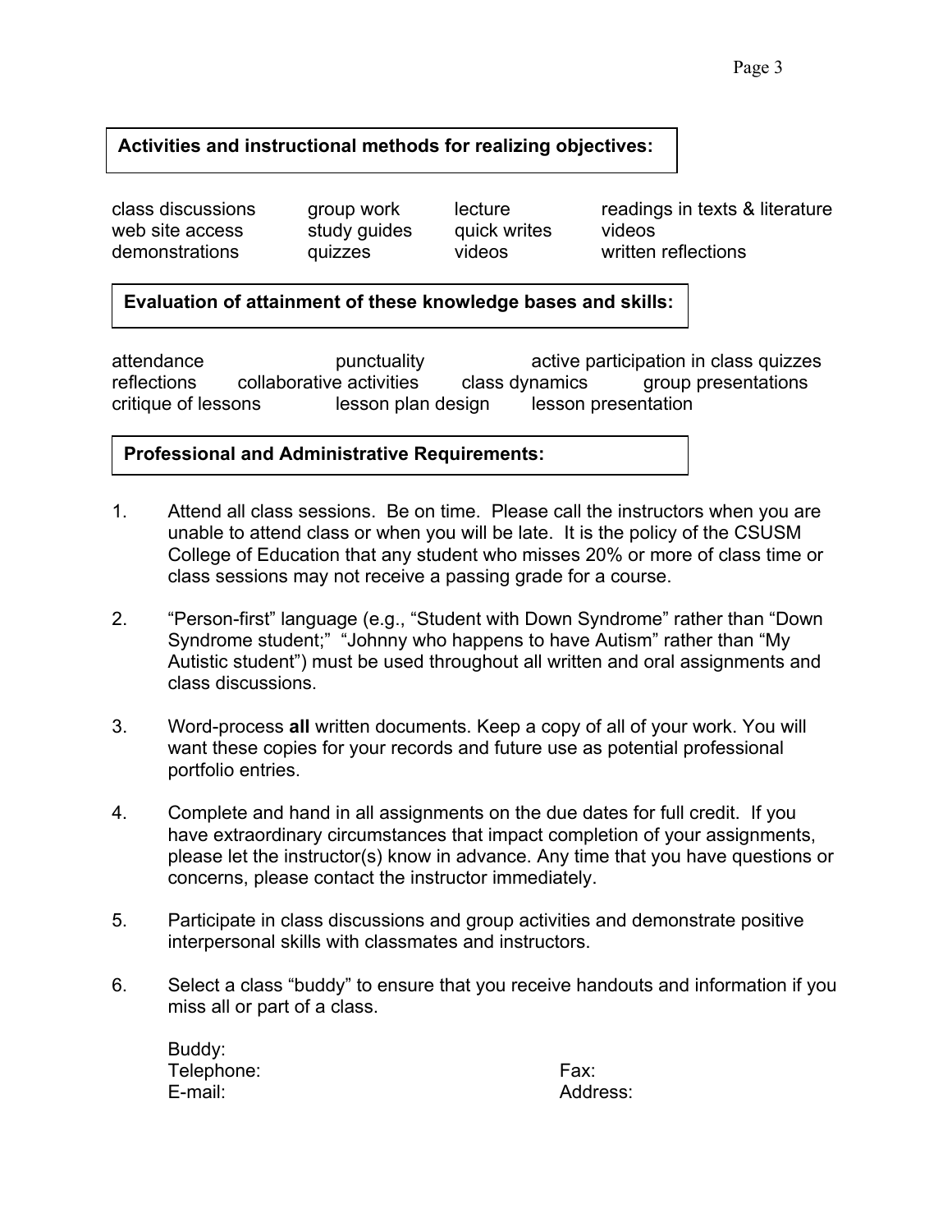## Activities and instructional methods for realizing objectives:

class discussions, group work, lecture, readings in texts & literature, web site access, study guides, quick writes, videos, demonstrations, quizzes, videos, written reflections

## Evaluation of attainment of these knowledge bases and skills:

attendance, punctuality, active participation in class quizzes, reflections, collaborative activities, class dynamics, group presentations, critique of lessons, lesson plan design, lesson presentation

## Professional and Administrative Requirements:

1. Attend all class sessions. Be on time. Please call the instructors when you are unable to attend class or when you will be late. It is the policy of the CSUSM College of Education that any student who misses 20% or more of class time or class sessions may not receive a passing grade for a course.

2. "Person-first" language (e.g., "Student with Down Syndrome" rather than "Down Syndrome student;" "Johnny who happens to have Autism" rather than "My Autistic student") must be used throughout all written and oral assignments and class discussions.

3. Word-process **all** written documents. Keep a copy of all of your work. You will want these copies for your records and future use as potential professional portfolio entries.

4. Complete and hand in all assignments on the due dates for full credit. If you have extraordinary circumstances that impact completion of your assignments, please let the instructor(s) know in advance. Any time that you have questions or concerns, please contact the instructor immediately.

5. Participate in class discussions and group activities and demonstrate positive interpersonal skills with classmates and instructors.

6. Select a class "buddy" to ensure that you receive handouts and information if you miss all or part of a class.

   Buddy:
   Telephone: Fax:
   E-mail: Address: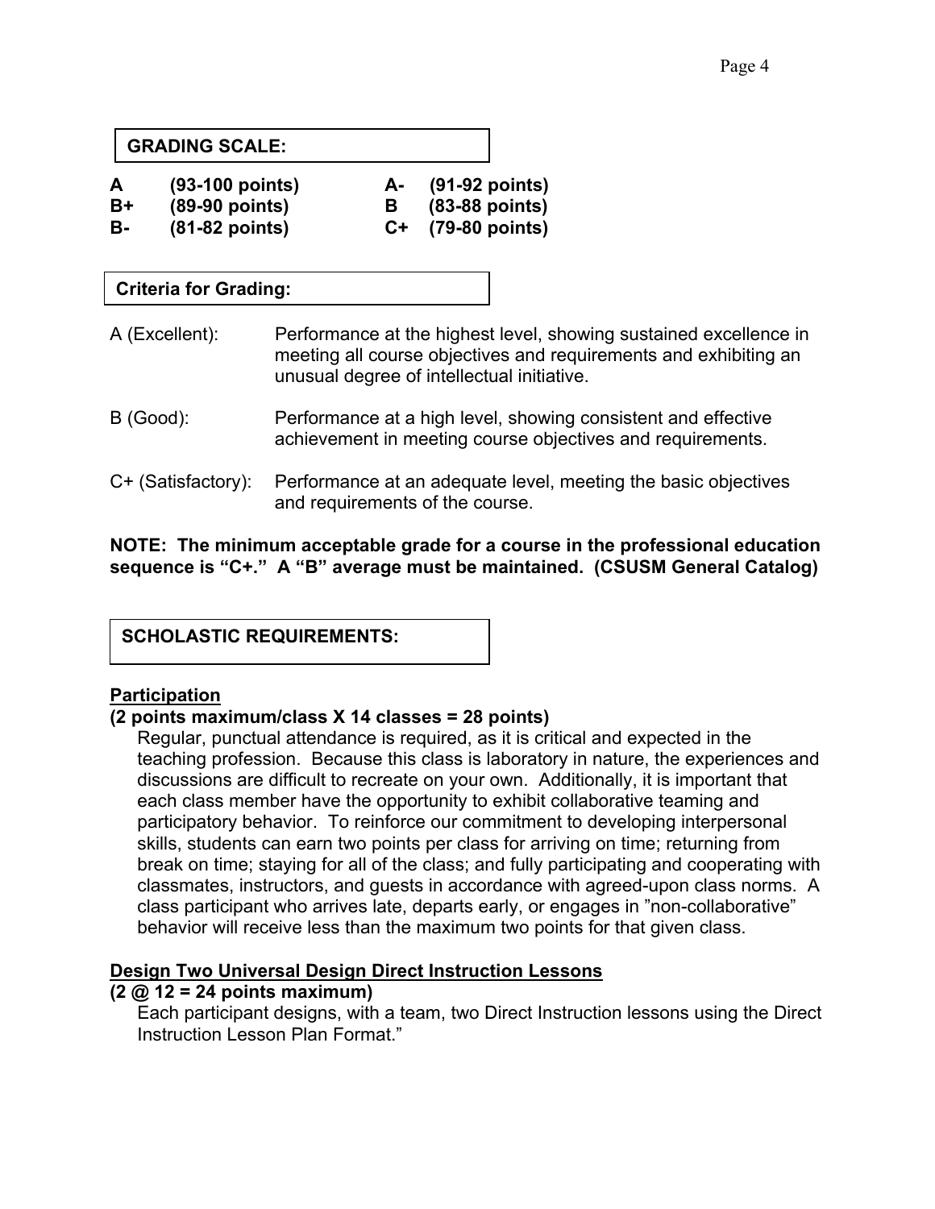## GRADING SCALE:

| | | | |
|---|---|---|---|
| **A** | **(93-100 points)** | **A-** | **(91-92 points)** |
| **B+** | **(89-90 points)** | **B** | **(83-88 points)** |
| **B-** | **(81-82 points)** | **C+** | **(79-80 points)** |

## Criteria for Grading:

A (Excellent): Performance at the highest level, showing sustained excellence in meeting all course objectives and requirements and exhibiting an unusual degree of intellectual initiative.

B (Good): Performance at a high level, showing consistent and effective achievement in meeting course objectives and requirements.

C+ (Satisfactory): Performance at an adequate level, meeting the basic objectives and requirements of the course.

**NOTE: The minimum acceptable grade for a course in the professional education sequence is "C+." A "B" average must be maintained. (CSUSM General Catalog)**

## SCHOLASTIC REQUIREMENTS:

**<u>Participation</u>**

**(2 points maximum/class X 14 classes = 28 points)**

Regular, punctual attendance is required, as it is critical and expected in the teaching profession. Because this class is laboratory in nature, the experiences and discussions are difficult to recreate on your own. Additionally, it is important that each class member have the opportunity to exhibit collaborative teaming and participatory behavior. To reinforce our commitment to developing interpersonal skills, students can earn two points per class for arriving on time; returning from break on time; staying for all of the class; and fully participating and cooperating with classmates, instructors, and guests in accordance with agreed-upon class norms. A class participant who arrives late, departs early, or engages in "non-collaborative" behavior will receive less than the maximum two points for that given class.

**<u>Design Two Universal Design Direct Instruction Lessons</u>**

**(2 @ 12 = 24 points maximum)**

Each participant designs, with a team, two Direct Instruction lessons using the Direct Instruction Lesson Plan Format."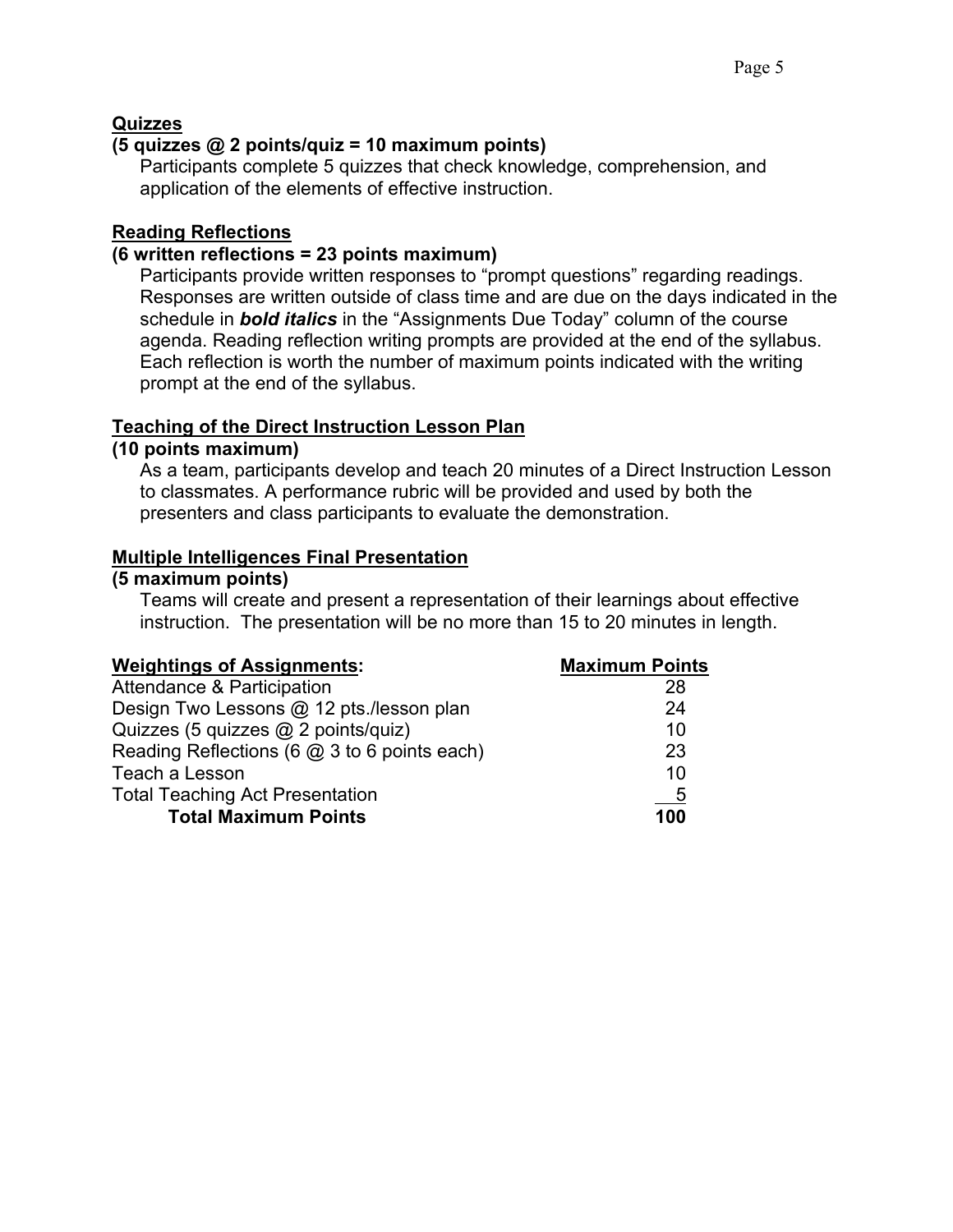**Quizzes**

**(5 quizzes @ 2 points/quiz = 10 maximum points)**

Participants complete 5 quizzes that check knowledge, comprehension, and application of the elements of effective instruction.

**Reading Reflections**

**(6 written reflections = 23 points maximum)**

Participants provide written responses to "prompt questions" regarding readings. Responses are written outside of class time and are due on the days indicated in the schedule in ***bold italics*** in the "Assignments Due Today" column of the course agenda. Reading reflection writing prompts are provided at the end of the syllabus. Each reflection is worth the number of maximum points indicated with the writing prompt at the end of the syllabus.

**Teaching of the Direct Instruction Lesson Plan**

**(10 points maximum)**

As a team, participants develop and teach 20 minutes of a Direct Instruction Lesson to classmates. A performance rubric will be provided and used by both the presenters and class participants to evaluate the demonstration.

**Multiple Intelligences Final Presentation**

**(5 maximum points)**

Teams will create and present a representation of their learnings about effective instruction. The presentation will be no more than 15 to 20 minutes in length.

| **Weightings of Assignments**: | **Maximum Points** |
|---|---|
| Attendance & Participation | 28 |
| Design Two Lessons @ 12 pts./lesson plan | 24 |
| Quizzes (5 quizzes @ 2 points/quiz) | 10 |
| Reading Reflections (6 @ 3 to 6 points each) | 23 |
| Teach a Lesson | 10 |
| Total Teaching Act Presentation | 5 |
| **Total Maximum Points** | **100** |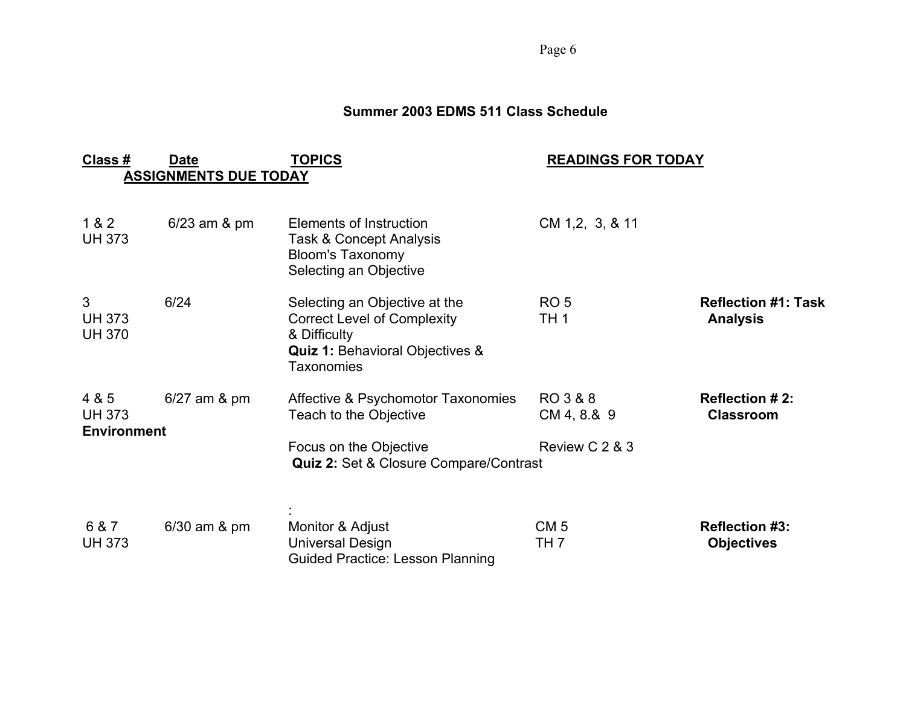### Summer 2003 EDMS 511 Class Schedule

| Class # | Date | TOPICS | READINGS FOR TODAY | ASSIGNMENTS DUE TODAY |
|---|---|---|---|---|
| 1 & 2<br>UH 373 | 6/23 am & pm | Elements of Instruction<br>Task & Concept Analysis<br>Bloom's Taxonomy<br>Selecting an Objective | CM 1,2, 3, & 11 | |
| 3<br>UH 373<br>UH 370 | 6/24 | Selecting an Objective at the Correct Level of Complexity & Difficulty<br>**Quiz 1:** Behavioral Objectives & Taxonomies | RO 5<br>TH 1 | **Reflection #1: Task Analysis** |
| 4 & 5<br>UH 373 | 6/27 am & pm | Affective & Psychomotor Taxonomies<br>Teach to the Objective<br><br>Focus on the Objective<br>**Quiz 2:** Set & Closure Compare/Contrast | RO 3 & 8<br>CM 4, 8.& 9<br><br>Review C 2 & 3 | **Reflection # 2: Classroom Environment** |
| 6 & 7<br>UH 373 | 6/30 am & pm | :<br>Monitor & Adjust<br>Universal Design<br>Guided Practice: Lesson Planning | CM 5<br>TH 7 | **Reflection #3: Objectives** |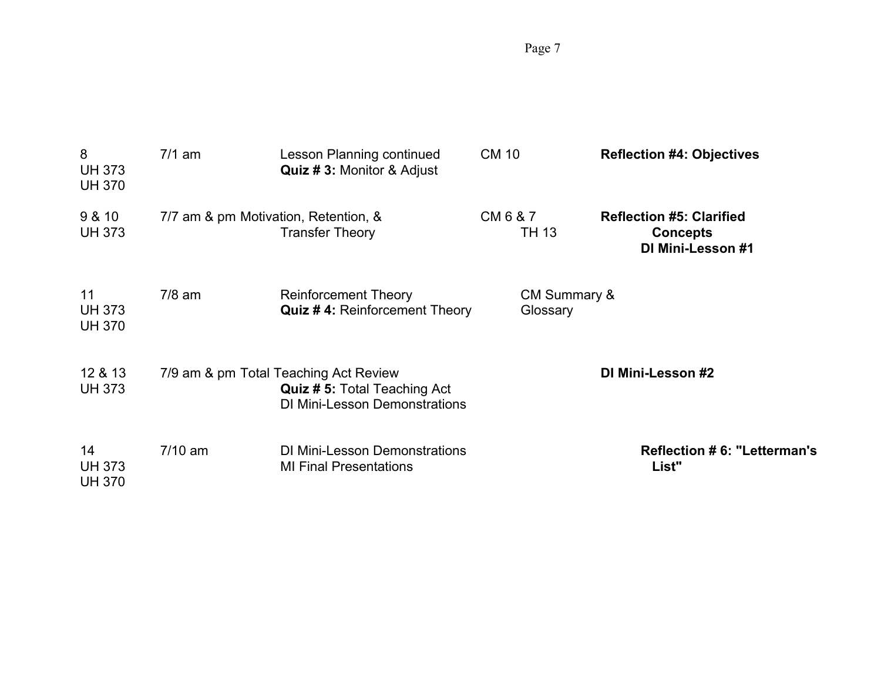| | | | | |
|---|---|---|---|---|
| 8<br>UH 373<br>UH 370 | 7/1 am | Lesson Planning continued<br>**Quiz # 3:** Monitor & Adjust | CM 10 | **Reflection #4: Objectives** |
| 9 & 10<br>UH 373 | 7/7 am & pm | Motivation, Retention, &<br>Transfer Theory | CM 6 & 7<br>TH 13 | **Reflection #5: Clarified Concepts**<br>**DI Mini-Lesson #1** |
| 11<br>UH 373<br>UH 370 | 7/8 am | Reinforcement Theory<br>**Quiz # 4:** Reinforcement Theory | CM Summary & Glossary | |
| 12 & 13<br>UH 373 | 7/9 am & pm | Total Teaching Act Review<br>**Quiz # 5:** Total Teaching Act<br>DI Mini-Lesson Demonstrations | | **DI Mini-Lesson #2** |
| 14<br>UH 373<br>UH 370 | 7/10 am | DI Mini-Lesson Demonstrations<br>MI Final Presentations | | **Reflection # 6: "Letterman's List"** |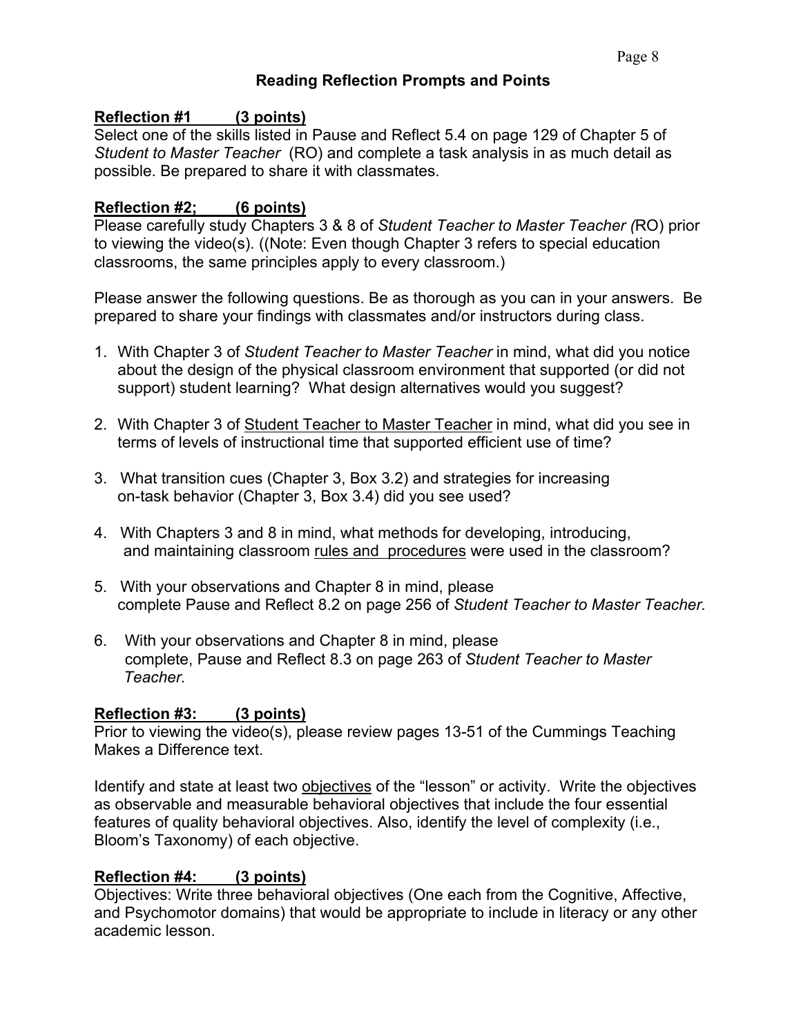## Reading Reflection Prompts and Points

**Reflection #1 (3 points)**

Select one of the skills listed in Pause and Reflect 5.4 on page 129 of Chapter 5 of *Student to Master Teacher* (RO) and complete a task analysis in as much detail as possible. Be prepared to share it with classmates.

**Reflection #2; (6 points)**

Please carefully study Chapters 3 & 8 of *Student Teacher to Master Teacher (*RO) prior to viewing the video(s). ((Note: Even though Chapter 3 refers to special education classrooms, the same principles apply to every classroom.)

Please answer the following questions. Be as thorough as you can in your answers. Be prepared to share your findings with classmates and/or instructors during class.

1. With Chapter 3 of *Student Teacher to Master Teacher* in mind, what did you notice about the design of the physical classroom environment that supported (or did not support) student learning? What design alternatives would you suggest?

2. With Chapter 3 of <u>Student Teacher to Master Teacher</u> in mind, what did you see in terms of levels of instructional time that supported efficient use of time?

3. What transition cues (Chapter 3, Box 3.2) and strategies for increasing on-task behavior (Chapter 3, Box 3.4) did you see used?

4. With Chapters 3 and 8 in mind, what methods for developing, introducing, and maintaining classroom <u>rules and procedures</u> were used in the classroom?

5. With your observations and Chapter 8 in mind, please complete Pause and Reflect 8.2 on page 256 of *Student Teacher to Master Teacher.*

6. With your observations and Chapter 8 in mind, please complete, Pause and Reflect 8.3 on page 263 of *Student Teacher to Master Teacher.*

**Reflection #3: (3 points)**

Prior to viewing the video(s), please review pages 13-51 of the Cummings Teaching Makes a Difference text.

Identify and state at least two <u>objectives</u> of the "lesson" or activity. Write the objectives as observable and measurable behavioral objectives that include the four essential features of quality behavioral objectives. Also, identify the level of complexity (i.e., Bloom's Taxonomy) of each objective.

**Reflection #4: (3 points)**

Objectives: Write three behavioral objectives (One each from the Cognitive, Affective, and Psychomotor domains) that would be appropriate to include in literacy or any other academic lesson.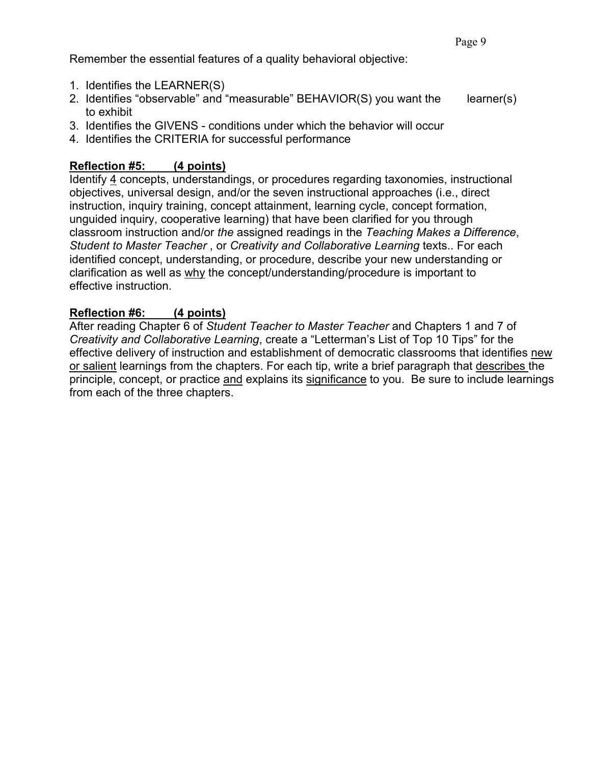Remember the essential features of a quality behavioral objective:

1. Identifies the LEARNER(S)
2. Identifies "observable" and "measurable" BEHAVIOR(S) you want the learner(s) to exhibit
3. Identifies the GIVENS - conditions under which the behavior will occur
4. Identifies the CRITERIA for successful performance

**Reflection #5: (4 points)**

Identify 4 concepts, understandings, or procedures regarding taxonomies, instructional objectives, universal design, and/or the seven instructional approaches (i.e., direct instruction, inquiry training, concept attainment, learning cycle, concept formation, unguided inquiry, cooperative learning) that have been clarified for you through classroom instruction and/or *the* assigned readings in the *Teaching Makes a Difference*, *Student to Master Teacher* , or *Creativity and Collaborative Learning* texts.. For each identified concept, understanding, or procedure, describe your new understanding or clarification as well as why the concept/understanding/procedure is important to effective instruction.

**Reflection #6: (4 points)**

After reading Chapter 6 of *Student Teacher to Master Teacher* and Chapters 1 and 7 of *Creativity and Collaborative Learning*, create a "Letterman's List of Top 10 Tips" for the effective delivery of instruction and establishment of democratic classrooms that identifies new or salient learnings from the chapters. For each tip, write a brief paragraph that describes the principle, concept, or practice and explains its significance to you. Be sure to include learnings from each of the three chapters.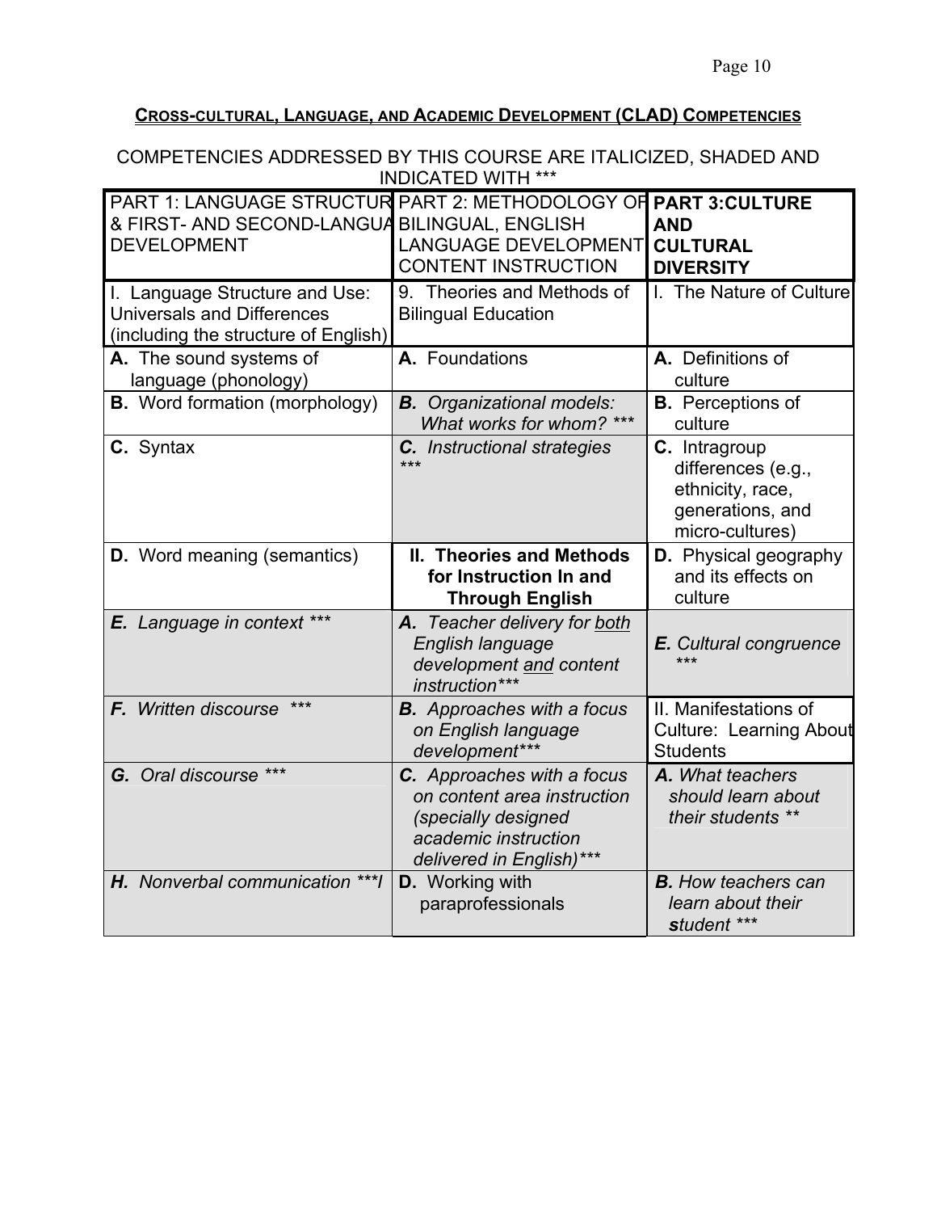## CROSS-CULTURAL, LANGUAGE, AND ACADEMIC DEVELOPMENT (CLAD) COMPETENCIES

COMPETENCIES ADDRESSED BY THIS COURSE ARE ITALICIZED, SHADED AND INDICATED WITH ***

| PART 1: LANGUAGE STRUCTUR & FIRST- AND SECOND-LANGUA DEVELOPMENT | PART 2: METHODOLOGY OF BILINGUAL, ENGLISH LANGUAGE DEVELOPMENT CONTENT INSTRUCTION | **PART 3:CULTURE AND CULTURAL DIVERSITY** |
|---|---|---|
| I. Language Structure and Use: Universals and Differences (including the structure of English) | 9. Theories and Methods of Bilingual Education | I. The Nature of Culture |
| **A.** The sound systems of language (phonology) | **A.** Foundations | **A.** Definitions of culture |
| **B.** Word formation (morphology) | ***B.*** *Organizational models: What works for whom? **** | **B.** Perceptions of culture |
| **C.** Syntax | ***C.*** *Instructional strategies **** | **C.** Intragroup differences (e.g., ethnicity, race, generations, and micro-cultures) |
| **D.** Word meaning (semantics) | **II. Theories and Methods for Instruction In and Through English** | **D.** Physical geography and its effects on culture |
| ***E.*** *Language in context **** | ***A.*** *Teacher delivery for both English language development and content instruction**** | ***E.*** *Cultural congruence **** |
| ***F.*** *Written discourse **** | ***B.*** *Approaches with a focus on English language development**** | II. Manifestations of Culture: Learning About Students |
| ***G.*** *Oral discourse **** | ***C.*** *Approaches with a focus on content area instruction (specially designed academic instruction delivered in English)**** | ***A.*** *What teachers should learn about their students *** |
| ***H.*** *Nonverbal communication ***l* | **D.** Working with paraprofessionals | ***B.*** *How teachers can learn about their student **** |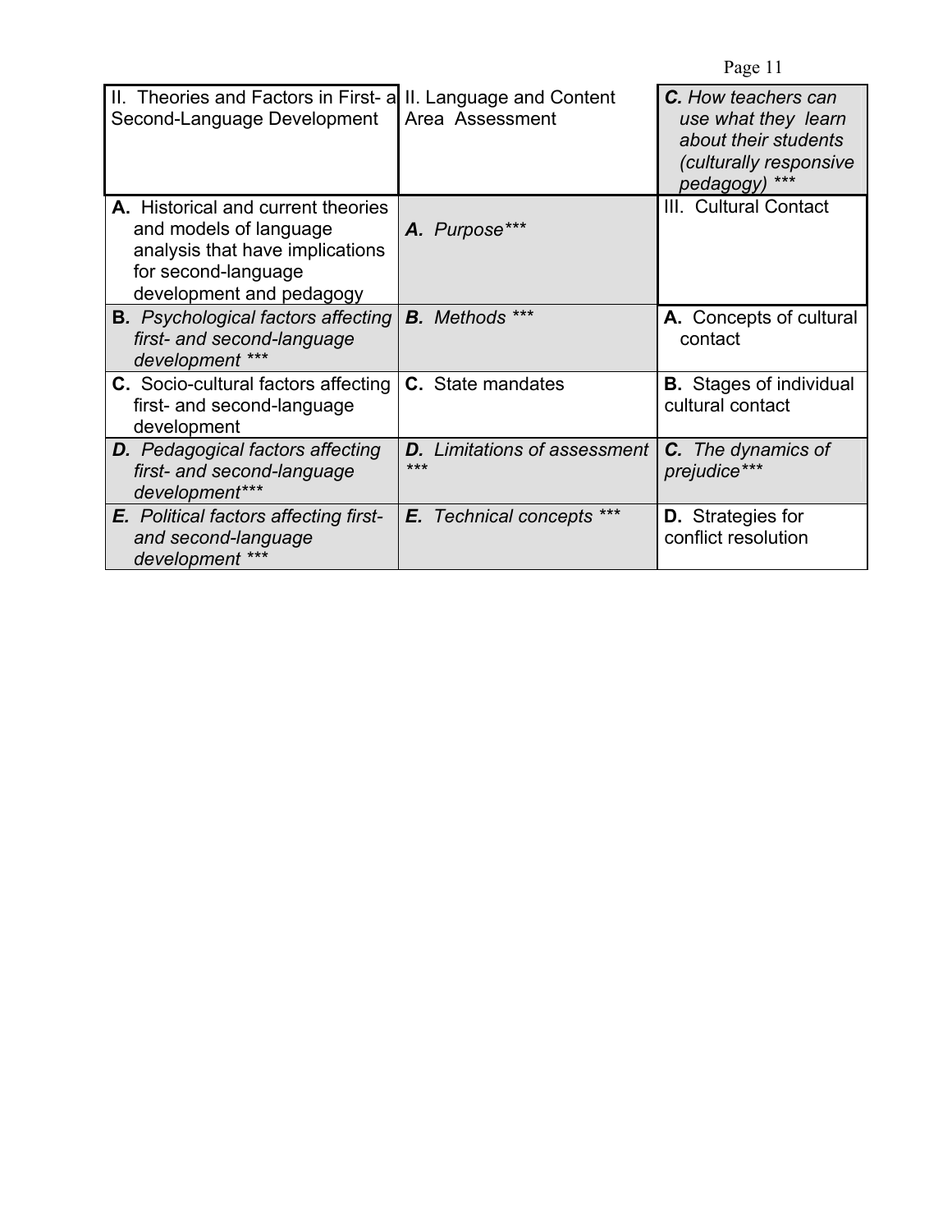| II. Theories and Factors in First- and Second-Language Development | II. Language and Content Area Assessment | ***C.*** *How teachers can use what they learn about their students (culturally responsive pedagogy) **** |
|---|---|---|
| **A.** Historical and current theories and models of language analysis that have implications for second-language development and pedagogy | ***A.*** *Purpose**** | III. Cultural Contact |
| ***B.*** *Psychological factors affecting first- and second-language development **** | ***B.*** *Methods **** | **A.** Concepts of cultural contact |
| **C.** Socio-cultural factors affecting first- and second-language development | **C.** State mandates | **B.** Stages of individual cultural contact |
| ***D.*** *Pedagogical factors affecting first- and second-language development**** | ***D.*** *Limitations of assessment **** | ***C.*** *The dynamics of prejudice**** |
| ***E.*** *Political factors affecting first- and second-language development **** | ***E.*** *Technical concepts **** | **D.** Strategies for conflict resolution |